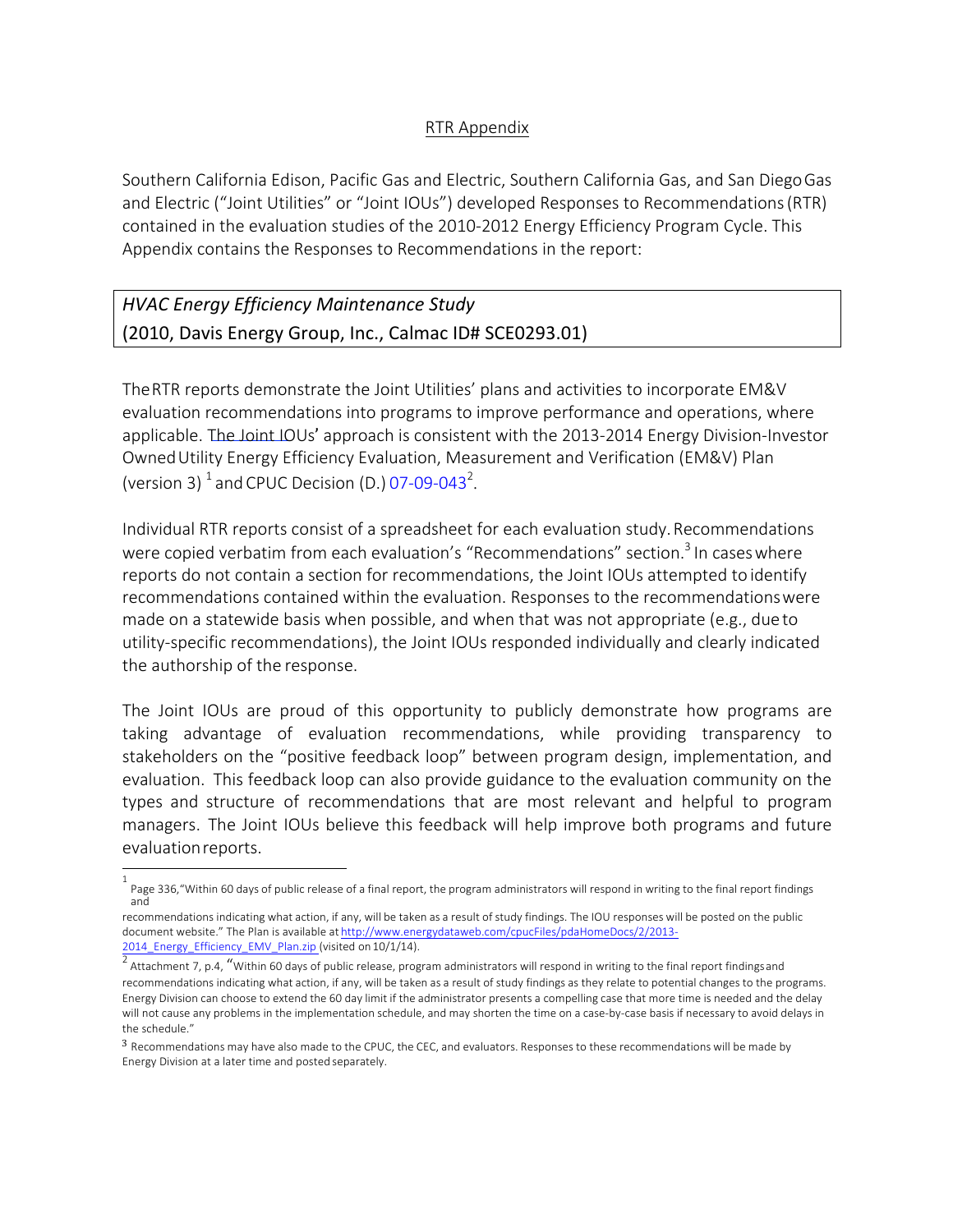## RTR Appendix

Southern California Edison, Pacific Gas and Electric, Southern California Gas, and San Diego Gas and Electric ("Joint Utilities" or "Joint IOUs") developed Responses to Recommendations (RTR) contained in the evaluation studies of the 2010-2012 Energy Efficiency Program Cycle. This Appendix contains the Responses to Recommendations in the report:

| *HVAC Energy Efficiency Maintenance Study*<br>(2010, Davis Energy Group, Inc., Calmac ID# SCE0293.01) |
|---|

The RTR reports demonstrate the Joint Utilities' plans and activities to incorporate EM&V evaluation recommendations into programs to improve performance and operations, where applicable. The Joint IOUs' approach is consistent with the 2013-2014 Energy Division-Investor Owned Utility Energy Efficiency Evaluation, Measurement and Verification (EM&V) Plan (version 3) [1] and CPUC Decision (D.) 07-09-043[2].

Individual RTR reports consist of a spreadsheet for each evaluation study. Recommendations were copied verbatim from each evaluation's "Recommendations" section.[3] In cases where reports do not contain a section for recommendations, the Joint IOUs attempted to identify recommendations contained within the evaluation. Responses to the recommendations were made on a statewide basis when possible, and when that was not appropriate (e.g., due to utility-specific recommendations), the Joint IOUs responded individually and clearly indicated the authorship of the response.

The Joint IOUs are proud of this opportunity to publicly demonstrate how programs are taking advantage of evaluation recommendations, while providing transparency to stakeholders on the "positive feedback loop" between program design, implementation, and evaluation. This feedback loop can also provide guidance to the evaluation community on the types and structure of recommendations that are most relevant and helpful to program managers. The Joint IOUs believe this feedback will help improve both programs and future evaluation reports.

---

[1] Page 336, "Within 60 days of public release of a final report, the program administrators will respond in writing to the final report findings and recommendations indicating what action, if any, will be taken as a result of study findings. The IOU responses will be posted on the public document website." The Plan is available at http://www.energydataweb.com/cpucFiles/pdaHomeDocs/2/2013-2014_Energy_Efficiency_EMV_Plan.zip (visited on 10/1/14).

[2] Attachment 7, p.4, "Within 60 days of public release, program administrators will respond in writing to the final report findings and recommendations indicating what action, if any, will be taken as a result of study findings as they relate to potential changes to the programs. Energy Division can choose to extend the 60 day limit if the administrator presents a compelling case that more time is needed and the delay will not cause any problems in the implementation schedule, and may shorten the time on a case-by-case basis if necessary to avoid delays in the schedule."

[3] Recommendations may have also made to the CPUC, the CEC, and evaluators. Responses to these recommendations will be made by Energy Division at a later time and posted separately.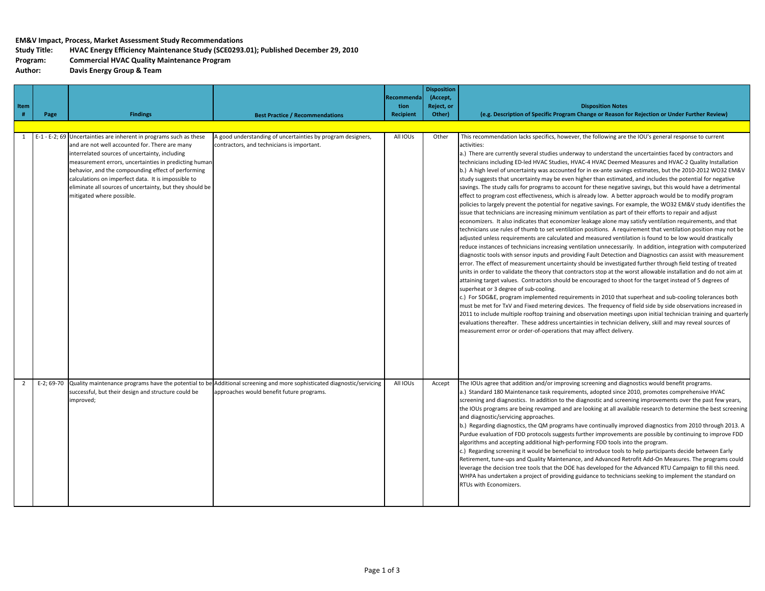**EM&V Impact, Process, Market Assessment Study Recommendations**
**Study Title: HVAC Energy Efficiency Maintenance Study (SCE0293.01); Published December 29, 2010**
**Program: Commercial HVAC Quality Maintenance Program**
**Author: Davis Energy Group & Team**

| Item # | Page | Findings | Best Practice / Recommendations | Recommendation Recipient | Disposition (Accept, Reject, or Other) | Disposition Notes (e.g. Description of Specific Program Change or Reason for Rejection or Under Further Review) |
|---|---|---|---|---|---|---|
| 1 | E-1 - E-2; 69 | Uncertainties are inherent in programs such as these and are not well accounted for. There are many interrelated sources of uncertainty, including measurement errors, uncertainties in predicting human behavior, and the compounding effect of performing calculations on imperfect data. It is impossible to eliminate all sources of uncertainty, but they should be mitigated where possible. | A good understanding of uncertainties by program designers, contractors, and technicians is important. | All IOUs | Other | This recommendation lacks specifics, however, the following are the IOU's general response to current activities:<br>a.) There are currently several studies underway to understand the uncertainties faced by contractors and technicians including ED-led HVAC Studies, HVAC-4 HVAC Deemed Measures and HVAC-2 Quality Installation<br>b.) A high level of uncertainty was accounted for in ex-ante savings estimates, but the 2010-2012 WO32 EM&V study suggests that uncertainty may be even higher than estimated, and includes the potential for negative savings. The study calls for programs to account for these negative savings, but this would have a detrimental effect to program cost effectiveness, which is already low. A better approach would be to modify program policies to largely prevent the potential for negative savings. For example, the WO32 EM&V study identifies the issue that technicians are increasing minimum ventilation as part of their efforts to repair and adjust economizers. It also indicates that economizer leakage alone may satisfy ventilation requirements, and that technicians use rules of thumb to set ventilation positions. A requirement that ventilation position may not be adjusted unless requirements are calculated and measured ventilation is found to be low would drastically reduce instances of technicians increasing ventilation unnecessarily. In addition, integration with computerized diagnostic tools with sensor inputs and providing Fault Detection and Diagnostics can assist with measurement error. The effect of measurement uncertainty should be investigated further through field testing of treated units in order to validate the theory that contractors stop at the worst allowable installation and do not aim at attaining target values. Contractors should be encouraged to shoot for the target instead of 5 degrees of superheat or 3 degree of sub-cooling.<br>c.) For SDG&E, program implemented requirements in 2010 that superheat and sub-cooling tolerances both must be met for TxV and Fixed metering devices. The frequency of field side by side observations increased in 2011 to include multiple rooftop training and observation meetings upon initial technician training and quarterly evaluations thereafter. These address uncertainties in technician delivery, skill and may reveal sources of measurement error or order-of-operations that may affect delivery. |
| 2 | E-2; 69-70 | Quality maintenance programs have the potential to be successful, but their design and structure could be improved; | Additional screening and more sophisticated diagnostic/servicing approaches would benefit future programs. | All IOUs | Accept | The IOUs agree that addition and/or improving screening and diagnostics would benefit programs.<br>a.) Standard 180 Maintenance task requirements, adopted since 2010, promotes comprehensive HVAC screening and diagnostics. In addition to the diagnostic and screening improvements over the past few years, the IOUs programs are being revamped and are looking at all available research to determine the best screening and diagnostic/servicing approaches.<br>b.) Regarding diagnostics, the QM programs have continually improved diagnostics from 2010 through 2013. A Purdue evaluation of FDD protocols suggests further improvements are possible by continuing to improve FDD algorithms and accepting additional high-performing FDD tools into the program.<br>c.) Regarding screening it would be beneficial to introduce tools to help participants decide between Early Retirement, tune-ups and Quality Maintenance, and Advanced Retrofit Add-On Measures. The programs could leverage the decision tree tools that the DOE has developed for the Advanced RTU Campaign to fill this need. WHPA has undertaken a project of providing guidance to technicians seeking to implement the standard on RTUs with Economizers. |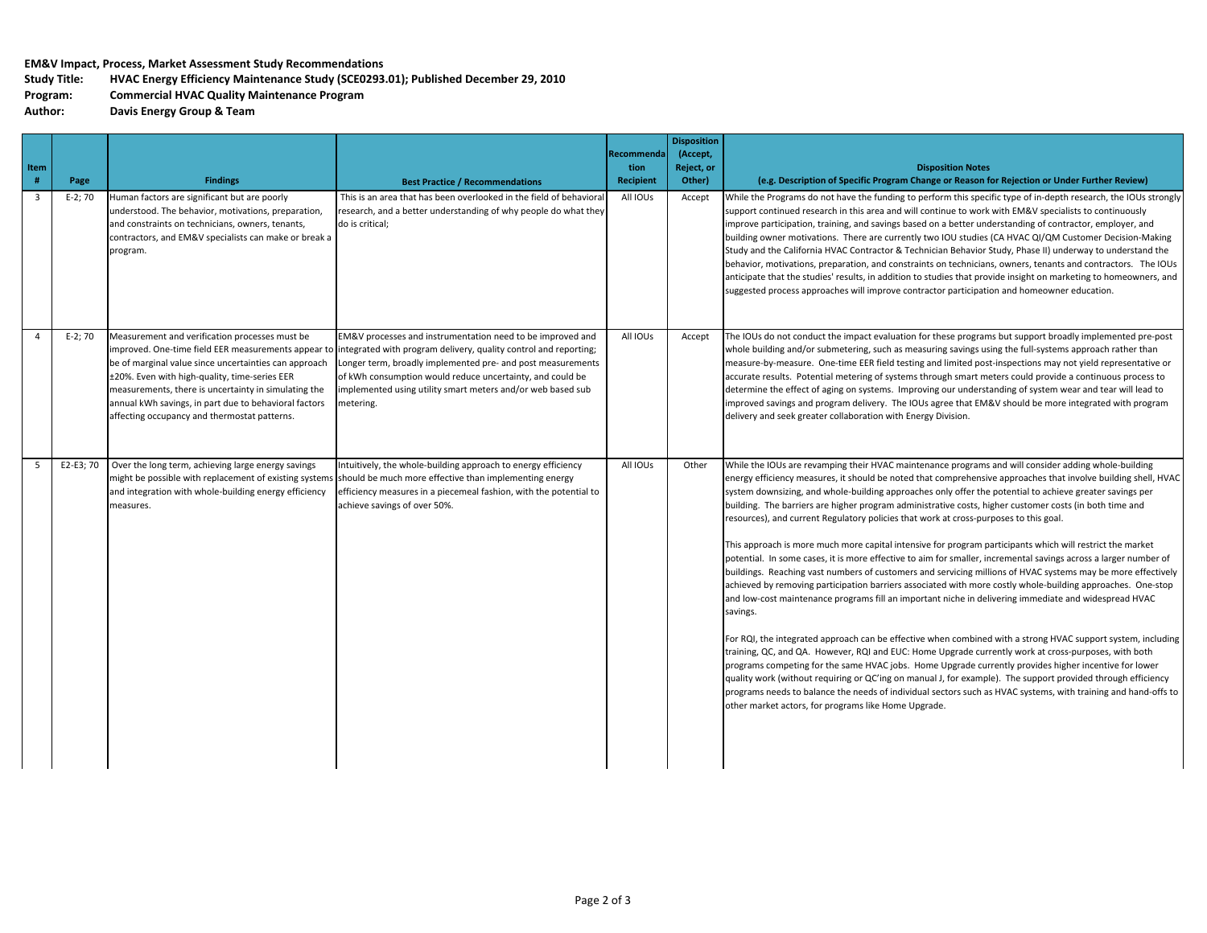**EM&V Impact, Process, Market Assessment Study Recommendations**
**Study Title:** HVAC Energy Efficiency Maintenance Study (SCE0293.01); Published December 29, 2010
**Program:** Commercial HVAC Quality Maintenance Program
**Author:** Davis Energy Group & Team

| Item # | Page | Findings | Best Practice / Recommendations | Recommendation Recipient | Disposition (Accept, Reject, or Other) | Disposition Notes (e.g. Description of Specific Program Change or Reason for Rejection or Under Further Review) |
|---|---|---|---|---|---|---|
| 3 | E-2; 70 | Human factors are significant but are poorly understood. The behavior, motivations, preparation, and constraints on technicians, owners, tenants, contractors, and EM&V specialists can make or break a program. | This is an area that has been overlooked in the field of behavioral research, and a better understanding of why people do what they do is critical; | All IOUs | Accept | While the Programs do not have the funding to perform this specific type of in-depth research, the IOUs strongly support continued research in this area and will continue to work with EM&V specialists to continuously improve participation, training, and savings based on a better understanding of contractor, employer, and building owner motivations. There are currently two IOU studies (CA HVAC QI/QM Customer Decision-Making Study and the California HVAC Contractor & Technician Behavior Study, Phase II) underway to understand the behavior, motivations, preparation, and constraints on technicians, owners, tenants and contractors. The IOUs anticipate that the studies' results, in addition to studies that provide insight on marketing to homeowners, and suggested process approaches will improve contractor participation and homeowner education. |
| 4 | E-2; 70 | Measurement and verification processes must be improved. One-time field EER measurements appear to be of marginal value since uncertainties can approach ±20%. Even with high-quality, time-series EER measurements, there is uncertainty in simulating the annual kWh savings, in part due to behavioral factors affecting occupancy and thermostat patterns. | EM&V processes and instrumentation need to be improved and integrated with program delivery, quality control and reporting; Longer term, broadly implemented pre- and post measurements of kWh consumption would reduce uncertainty, and could be implemented using utility smart meters and/or web based sub metering. | All IOUs | Accept | The IOUs do not conduct the impact evaluation for these programs but support broadly implemented pre-post whole building and/or submetering, such as measuring savings using the full-systems approach rather than measure-by-measure. One-time EER field testing and limited post-inspections may not yield representative or accurate results. Potential metering of systems through smart meters could provide a continuous process to determine the effect of aging on systems. Improving our understanding of system wear and tear will lead to improved savings and program delivery. The IOUs agree that EM&V should be more integrated with program delivery and seek greater collaboration with Energy Division. |
| 5 | E2-E3; 70 | Over the long term, achieving large energy savings might be possible with replacement of existing systems and integration with whole-building energy efficiency measures. | Intuitively, the whole-building approach to energy efficiency should be much more effective than implementing energy efficiency measures in a piecemeal fashion, with the potential to achieve savings of over 50%. | All IOUs | Other | While the IOUs are revamping their HVAC maintenance programs and will consider adding whole-building energy efficiency measures, it should be noted that comprehensive approaches that involve building shell, HVAC system downsizing, and whole-building approaches only offer the potential to achieve greater savings per building. The barriers are higher program administrative costs, higher customer costs (in both time and resources), and current Regulatory policies that work at cross-purposes to this goal.<br><br>This approach is more much more capital intensive for program participants which will restrict the market potential. In some cases, it is more effective to aim for smaller, incremental savings across a larger number of buildings. Reaching vast numbers of customers and servicing millions of HVAC systems may be more effectively achieved by removing participation barriers associated with more costly whole-building approaches. One-stop and low-cost maintenance programs fill an important niche in delivering immediate and widespread HVAC savings.<br><br>For RQI, the integrated approach can be effective when combined with a strong HVAC support system, including training, QC, and QA. However, RQI and EUC: Home Upgrade currently work at cross-purposes, with both programs competing for the same HVAC jobs. Home Upgrade currently provides higher incentive for lower quality work (without requiring or QC'ing on manual J, for example). The support provided through efficiency programs needs to balance the needs of individual sectors such as HVAC systems, with training and hand-offs to other market actors, for programs like Home Upgrade. |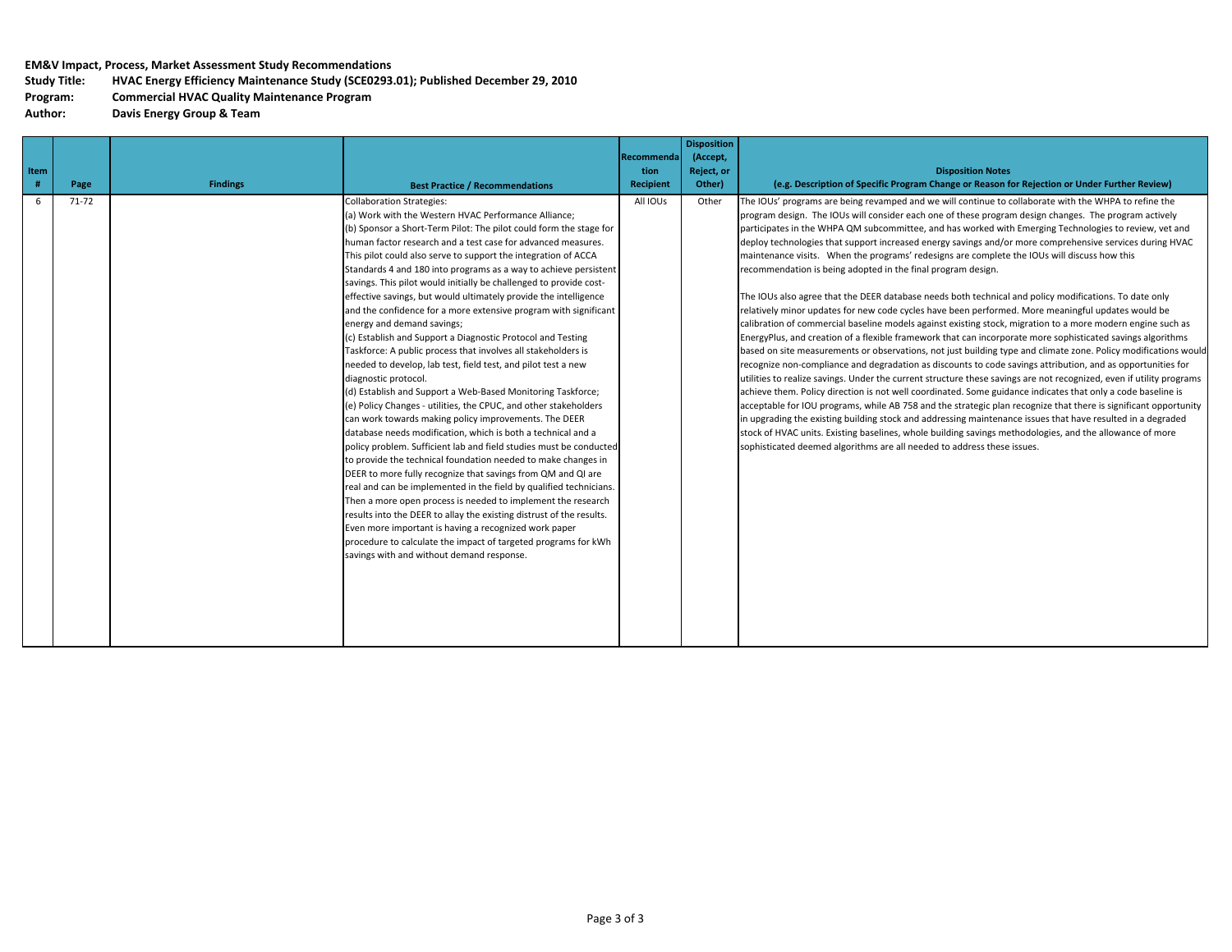**EM&V Impact, Process, Market Assessment Study Recommendations**
**Study Title:** HVAC Energy Efficiency Maintenance Study (SCE0293.01); Published December 29, 2010
**Program:** Commercial HVAC Quality Maintenance Program
**Author:** Davis Energy Group & Team

| Item # | Page | Findings | Best Practice / Recommendations | Recommendation Recipient | Disposition (Accept, Reject, or Other) | Disposition Notes (e.g. Description of Specific Program Change or Reason for Rejection or Under Further Review) |
|---|---|---|---|---|---|---|
| 6 | 71-72 | | Collaboration Strategies:<br>(a) Work with the Western HVAC Performance Alliance;<br>(b) Sponsor a Short-Term Pilot: The pilot could form the stage for human factor research and a test case for advanced measures. This pilot could also serve to support the integration of ACCA Standards 4 and 180 into programs as a way to achieve persistent savings. This pilot would initially be challenged to provide cost-effective savings, but would ultimately provide the intelligence and the confidence for a more extensive program with significant energy and demand savings;<br>(c) Establish and Support a Diagnostic Protocol and Testing Taskforce: A public process that involves all stakeholders is needed to develop, lab test, field test, and pilot test a new diagnostic protocol.<br>(d) Establish and Support a Web-Based Monitoring Taskforce;<br>(e) Policy Changes - utilities, the CPUC, and other stakeholders can work towards making policy improvements. The DEER database needs modification, which is both a technical and a policy problem. Sufficient lab and field studies must be conducted to provide the technical foundation needed to make changes in DEER to more fully recognize that savings from QM and QI are real and can be implemented in the field by qualified technicians. Then a more open process is needed to implement the research results into the DEER to allay the existing distrust of the results. Even more important is having a recognized work paper procedure to calculate the impact of targeted programs for kWh savings with and without demand response. | All IOUs | Other | The IOUs' programs are being revamped and we will continue to collaborate with the WHPA to refine the program design. The IOUs will consider each one of these program design changes. The program actively participates in the WHPA QM subcommittee, and has worked with Emerging Technologies to review, vet and deploy technologies that support increased energy savings and/or more comprehensive services during HVAC maintenance visits. When the programs' redesigns are complete the IOUs will discuss how this recommendation is being adopted in the final program design.<br><br>The IOUs also agree that the DEER database needs both technical and policy modifications. To date only relatively minor updates for new code cycles have been performed. More meaningful updates would be calibration of commercial baseline models against existing stock, migration to a more modern engine such as EnergyPlus, and creation of a flexible framework that can incorporate more sophisticated savings algorithms based on site measurements or observations, not just building type and climate zone. Policy modifications would recognize non-compliance and degradation as discounts to code savings attribution, and as opportunities for utilities to realize savings. Under the current structure these savings are not recognized, even if utility programs achieve them. Policy direction is not well coordinated. Some guidance indicates that only a code baseline is acceptable for IOU programs, while AB 758 and the strategic plan recognize that there is significant opportunity in upgrading the existing building stock and addressing maintenance issues that have resulted in a degraded stock of HVAC units. Existing baselines, whole building savings methodologies, and the allowance of more sophisticated deemed algorithms are all needed to address these issues. |